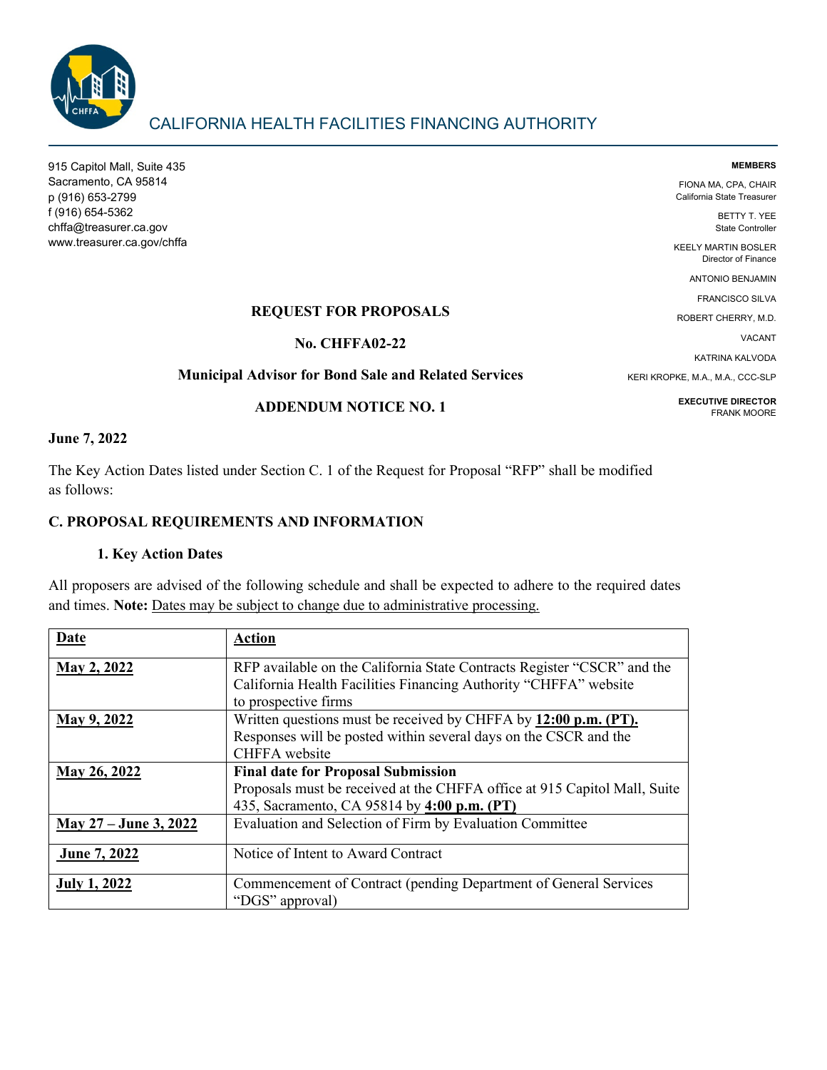# CALIFORNIA HEALTH FACILITIES FINANCING AUTHORITY

915 Capitol Mall, Suite 435
Sacramento, CA 95814
p (916) 653-2799
f (916) 654-5362
chffa@treasurer.ca.gov
www.treasurer.ca.gov/chffa

**MEMBERS**

FIONA MA, CPA, CHAIR
California State Treasurer

BETTY T. YEE
State Controller

KEELY MARTIN BOSLER
Director of Finance

ANTONIO BENJAMIN

FRANCISCO SILVA

ROBERT CHERRY, M.D.

VACANT

KATRINA KALVODA

KERI KROPKE, M.A., M.A., CCC-SLP

**EXECUTIVE DIRECTOR**
FRANK MOORE

**REQUEST FOR PROPOSALS**

**No. CHFFA02-22**

**Municipal Advisor for Bond Sale and Related Services**

**ADDENDUM NOTICE NO. 1**

**June 7, 2022**

The Key Action Dates listed under Section C. 1 of the Request for Proposal "RFP" shall be modified as follows:

## C. PROPOSAL REQUIREMENTS AND INFORMATION

### 1. Key Action Dates

All proposers are advised of the following schedule and shall be expected to adhere to the required dates and times. **Note:** Dates may be subject to change due to administrative processing.

| Date | Action |
|---|---|
| **May 2, 2022** | RFP available on the California State Contracts Register "CSCR" and the California Health Facilities Financing Authority "CHFFA" website to prospective firms |
| **May 9, 2022** | Written questions must be received by CHFFA by **12:00 p.m. (PT).** Responses will be posted within several days on the CSCR and the CHFFA website |
| **May 26, 2022** | **Final date for Proposal Submission** Proposals must be received at the CHFFA office at 915 Capitol Mall, Suite 435, Sacramento, CA 95814 by **4:00 p.m. (PT)** |
| **May 27 – June 3, 2022** | Evaluation and Selection of Firm by Evaluation Committee |
| **June 7, 2022** | Notice of Intent to Award Contract |
| **July 1, 2022** | Commencement of Contract (pending Department of General Services "DGS" approval) |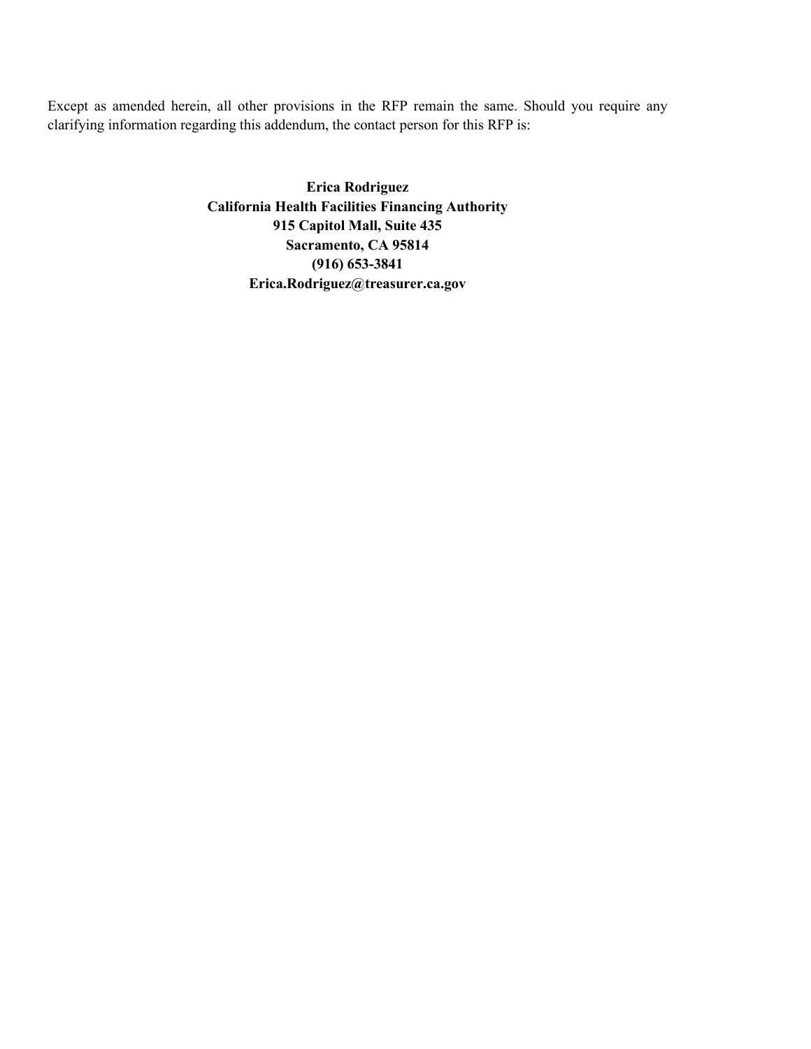Except as amended herein, all other provisions in the RFP remain the same. Should you require any clarifying information regarding this addendum, the contact person for this RFP is:

**Erica Rodriguez**
**California Health Facilities Financing Authority**
**915 Capitol Mall, Suite 435**
**Sacramento, CA 95814**
**(916) 653-3841**
**Erica.Rodriguez@treasurer.ca.gov**